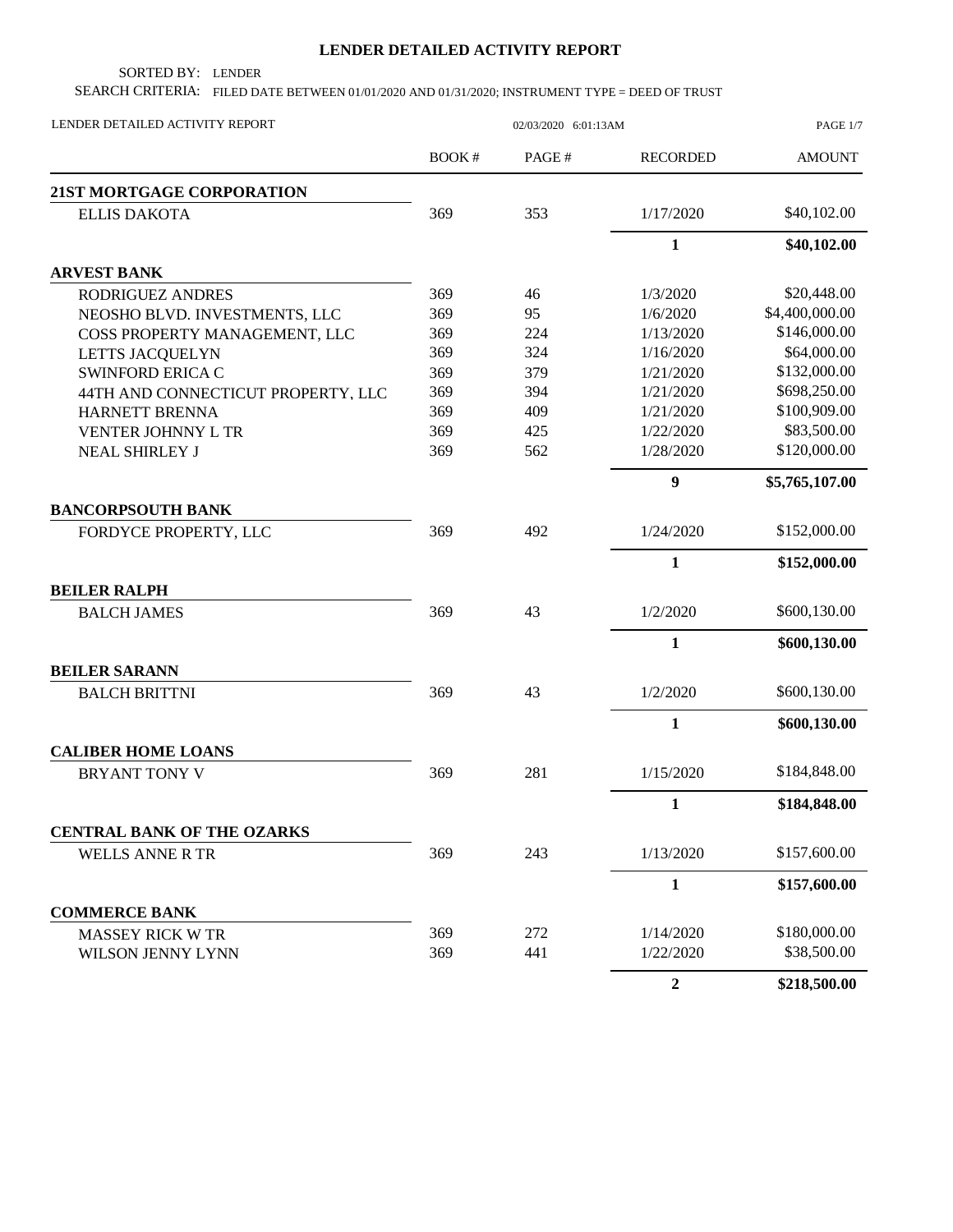# LENDER DETAILED ACTIVITY REPORT

SORTED BY: LENDER

SEARCH CRITERIA: FILED DATE BETWEEN 01/01/2020 AND 01/31/2020; INSTRUMENT TYPE = DEED OF TRUST

LENDER DETAILED ACTIVITY REPORT 02/03/2020 6:01:13AM

| | BOOK # | PAGE # | RECORDED | AMOUNT |
|---|---|---|---|---|
| **21ST MORTGAGE CORPORATION** | | | | |
| ELLIS DAKOTA | 369 | 353 | 1/17/2020 | \$40,102.00 |
| | | | **1** | **\$40,102.00** |
| **ARVEST BANK** | | | | |
| RODRIGUEZ ANDRES | 369 | 46 | 1/3/2020 | \$20,448.00 |
| NEOSHO BLVD. INVESTMENTS, LLC | 369 | 95 | 1/6/2020 | \$4,400,000.00 |
| COSS PROPERTY MANAGEMENT, LLC | 369 | 224 | 1/13/2020 | \$146,000.00 |
| LETTS JACQUELYN | 369 | 324 | 1/16/2020 | \$64,000.00 |
| SWINFORD ERICA C | 369 | 379 | 1/21/2020 | \$132,000.00 |
| 44TH AND CONNECTICUT PROPERTY, LLC | 369 | 394 | 1/21/2020 | \$698,250.00 |
| HARNETT BRENNA | 369 | 409 | 1/21/2020 | \$100,909.00 |
| VENTER JOHNNY L TR | 369 | 425 | 1/22/2020 | \$83,500.00 |
| NEAL SHIRLEY J | 369 | 562 | 1/28/2020 | \$120,000.00 |
| | | | **9** | **\$5,765,107.00** |
| **BANCORPSOUTH BANK** | | | | |
| FORDYCE PROPERTY, LLC | 369 | 492 | 1/24/2020 | \$152,000.00 |
| | | | **1** | **\$152,000.00** |
| **BEILER RALPH** | | | | |
| BALCH JAMES | 369 | 43 | 1/2/2020 | \$600,130.00 |
| | | | **1** | **\$600,130.00** |
| **BEILER SARANN** | | | | |
| BALCH BRITTNI | 369 | 43 | 1/2/2020 | \$600,130.00 |
| | | | **1** | **\$600,130.00** |
| **CALIBER HOME LOANS** | | | | |
| BRYANT TONY V | 369 | 281 | 1/15/2020 | \$184,848.00 |
| | | | **1** | **\$184,848.00** |
| **CENTRAL BANK OF THE OZARKS** | | | | |
| WELLS ANNE R TR | 369 | 243 | 1/13/2020 | \$157,600.00 |
| | | | **1** | **\$157,600.00** |
| **COMMERCE BANK** | | | | |
| MASSEY RICK W TR | 369 | 272 | 1/14/2020 | \$180,000.00 |
| WILSON JENNY LYNN | 369 | 441 | 1/22/2020 | \$38,500.00 |
| | | | **2** | **\$218,500.00** |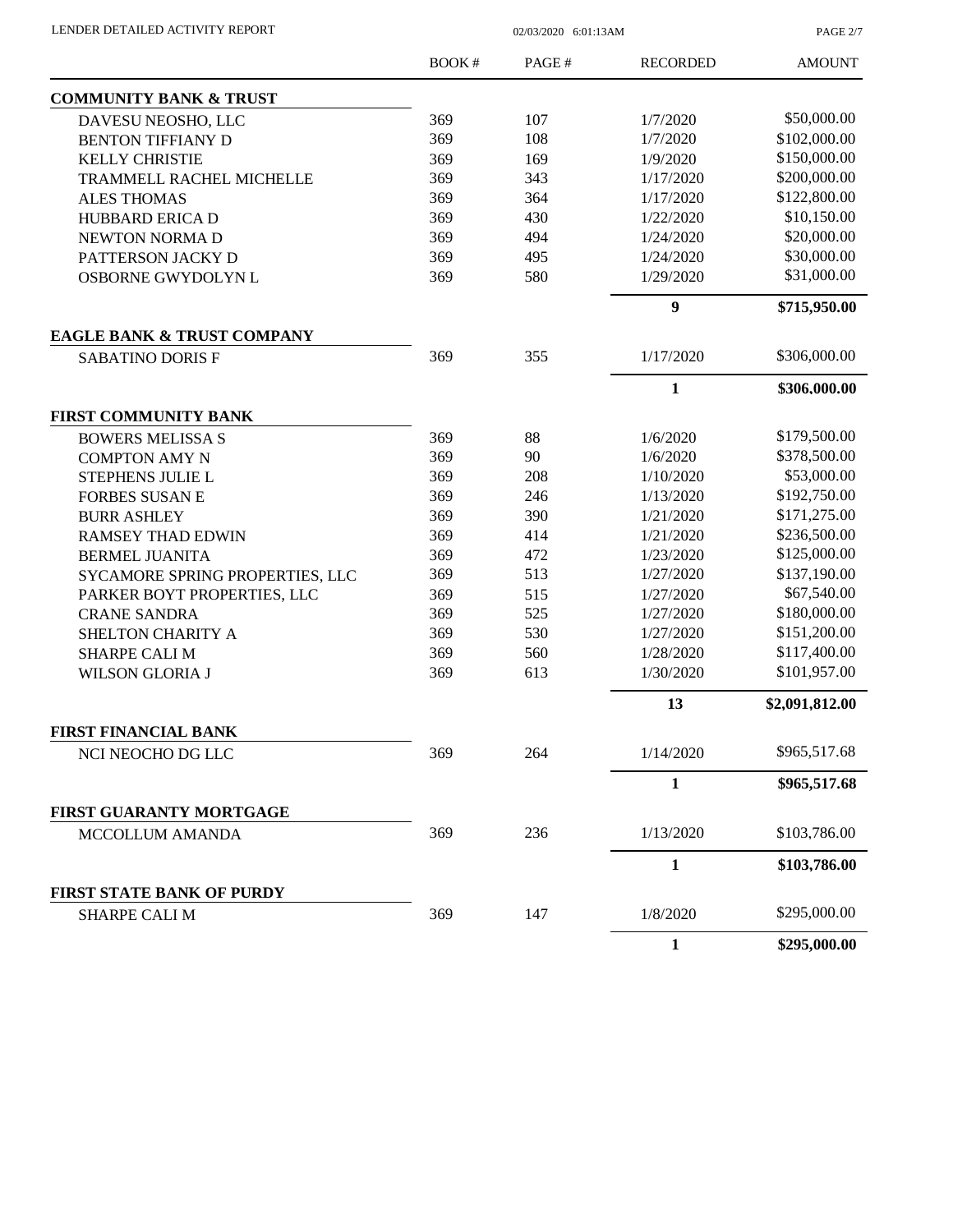| | BOOK # | PAGE # | RECORDED | AMOUNT |
|---|---|---|---|---|
| **COMMUNITY BANK & TRUST** | | | | |
| DAVESU NEOSHO, LLC | 369 | 107 | 1/7/2020 | \$50,000.00 |
| BENTON TIFFIANY D | 369 | 108 | 1/7/2020 | \$102,000.00 |
| KELLY CHRISTIE | 369 | 169 | 1/9/2020 | \$150,000.00 |
| TRAMMELL RACHEL MICHELLE | 369 | 343 | 1/17/2020 | \$200,000.00 |
| ALES THOMAS | 369 | 364 | 1/17/2020 | \$122,800.00 |
| HUBBARD ERICA D | 369 | 430 | 1/22/2020 | \$10,150.00 |
| NEWTON NORMA D | 369 | 494 | 1/24/2020 | \$20,000.00 |
| PATTERSON JACKY D | 369 | 495 | 1/24/2020 | \$30,000.00 |
| OSBORNE GWYDOLYN L | 369 | 580 | 1/29/2020 | \$31,000.00 |
| | | | **9** | **\$715,950.00** |
| **EAGLE BANK & TRUST COMPANY** | | | | |
| SABATINO DORIS F | 369 | 355 | 1/17/2020 | \$306,000.00 |
| | | | **1** | **\$306,000.00** |
| **FIRST COMMUNITY BANK** | | | | |
| BOWERS MELISSA S | 369 | 88 | 1/6/2020 | \$179,500.00 |
| COMPTON AMY N | 369 | 90 | 1/6/2020 | \$378,500.00 |
| STEPHENS JULIE L | 369 | 208 | 1/10/2020 | \$53,000.00 |
| FORBES SUSAN E | 369 | 246 | 1/13/2020 | \$192,750.00 |
| BURR ASHLEY | 369 | 390 | 1/21/2020 | \$171,275.00 |
| RAMSEY THAD EDWIN | 369 | 414 | 1/21/2020 | \$236,500.00 |
| BERMEL JUANITA | 369 | 472 | 1/23/2020 | \$125,000.00 |
| SYCAMORE SPRING PROPERTIES, LLC | 369 | 513 | 1/27/2020 | \$137,190.00 |
| PARKER BOYT PROPERTIES, LLC | 369 | 515 | 1/27/2020 | \$67,540.00 |
| CRANE SANDRA | 369 | 525 | 1/27/2020 | \$180,000.00 |
| SHELTON CHARITY A | 369 | 530 | 1/27/2020 | \$151,200.00 |
| SHARPE CALI M | 369 | 560 | 1/28/2020 | \$117,400.00 |
| WILSON GLORIA J | 369 | 613 | 1/30/2020 | \$101,957.00 |
| | | | **13** | **\$2,091,812.00** |
| **FIRST FINANCIAL BANK** | | | | |
| NCI NEOCHO DG LLC | 369 | 264 | 1/14/2020 | \$965,517.68 |
| | | | **1** | **\$965,517.68** |
| **FIRST GUARANTY MORTGAGE** | | | | |
| MCCOLLUM AMANDA | 369 | 236 | 1/13/2020 | \$103,786.00 |
| | | | **1** | **\$103,786.00** |
| **FIRST STATE BANK OF PURDY** | | | | |
| SHARPE CALI M | 369 | 147 | 1/8/2020 | \$295,000.00 |
| | | | **1** | **\$295,000.00** |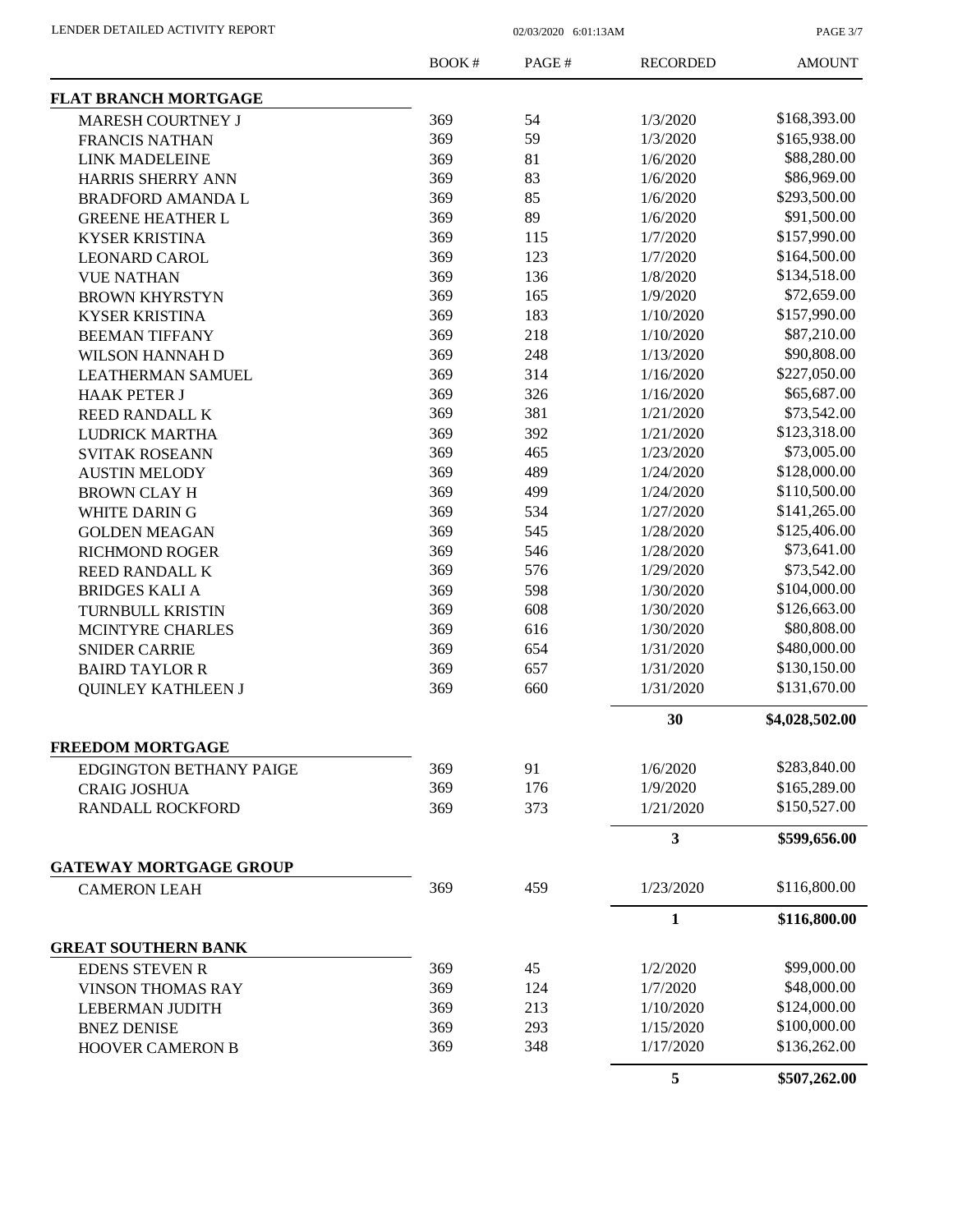| | BOOK # | PAGE # | RECORDED | AMOUNT |
|---|---|---|---|---|
| **FLAT BRANCH MORTGAGE** | | | | |
| MARESH COURTNEY J | 369 | 54 | 1/3/2020 | $168,393.00 |
| FRANCIS NATHAN | 369 | 59 | 1/3/2020 | $165,938.00 |
| LINK MADELEINE | 369 | 81 | 1/6/2020 | $88,280.00 |
| HARRIS SHERRY ANN | 369 | 83 | 1/6/2020 | $86,969.00 |
| BRADFORD AMANDA L | 369 | 85 | 1/6/2020 | $293,500.00 |
| GREENE HEATHER L | 369 | 89 | 1/6/2020 | $91,500.00 |
| KYSER KRISTINA | 369 | 115 | 1/7/2020 | $157,990.00 |
| LEONARD CAROL | 369 | 123 | 1/7/2020 | $164,500.00 |
| VUE NATHAN | 369 | 136 | 1/8/2020 | $134,518.00 |
| BROWN KHYRSTYN | 369 | 165 | 1/9/2020 | $72,659.00 |
| KYSER KRISTINA | 369 | 183 | 1/10/2020 | $157,990.00 |
| BEEMAN TIFFANY | 369 | 218 | 1/10/2020 | $87,210.00 |
| WILSON HANNAH D | 369 | 248 | 1/13/2020 | $90,808.00 |
| LEATHERMAN SAMUEL | 369 | 314 | 1/16/2020 | $227,050.00 |
| HAAK PETER J | 369 | 326 | 1/16/2020 | $65,687.00 |
| REED RANDALL K | 369 | 381 | 1/21/2020 | $73,542.00 |
| LUDRICK MARTHA | 369 | 392 | 1/21/2020 | $123,318.00 |
| SVITAK ROSEANN | 369 | 465 | 1/23/2020 | $73,005.00 |
| AUSTIN MELODY | 369 | 489 | 1/24/2020 | $128,000.00 |
| BROWN CLAY H | 369 | 499 | 1/24/2020 | $110,500.00 |
| WHITE DARIN G | 369 | 534 | 1/27/2020 | $141,265.00 |
| GOLDEN MEAGAN | 369 | 545 | 1/28/2020 | $125,406.00 |
| RICHMOND ROGER | 369 | 546 | 1/28/2020 | $73,641.00 |
| REED RANDALL K | 369 | 576 | 1/29/2020 | $73,542.00 |
| BRIDGES KALI A | 369 | 598 | 1/30/2020 | $104,000.00 |
| TURNBULL KRISTIN | 369 | 608 | 1/30/2020 | $126,663.00 |
| MCINTYRE CHARLES | 369 | 616 | 1/30/2020 | $80,808.00 |
| SNIDER CARRIE | 369 | 654 | 1/31/2020 | $480,000.00 |
| BAIRD TAYLOR R | 369 | 657 | 1/31/2020 | $130,150.00 |
| QUINLEY KATHLEEN J | 369 | 660 | 1/31/2020 | $131,670.00 |
| | | | **30** | **$4,028,502.00** |
| **FREEDOM MORTGAGE** | | | | |
| EDGINGTON BETHANY PAIGE | 369 | 91 | 1/6/2020 | $283,840.00 |
| CRAIG JOSHUA | 369 | 176 | 1/9/2020 | $165,289.00 |
| RANDALL ROCKFORD | 369 | 373 | 1/21/2020 | $150,527.00 |
| | | | **3** | **$599,656.00** |
| **GATEWAY MORTGAGE GROUP** | | | | |
| CAMERON LEAH | 369 | 459 | 1/23/2020 | $116,800.00 |
| | | | **1** | **$116,800.00** |
| **GREAT SOUTHERN BANK** | | | | |
| EDENS STEVEN R | 369 | 45 | 1/2/2020 | $99,000.00 |
| VINSON THOMAS RAY | 369 | 124 | 1/7/2020 | $48,000.00 |
| LEBERMAN JUDITH | 369 | 213 | 1/10/2020 | $124,000.00 |
| BNEZ DENISE | 369 | 293 | 1/15/2020 | $100,000.00 |
| HOOVER CAMERON B | 369 | 348 | 1/17/2020 | $136,262.00 |
| | | | **5** | **$507,262.00** |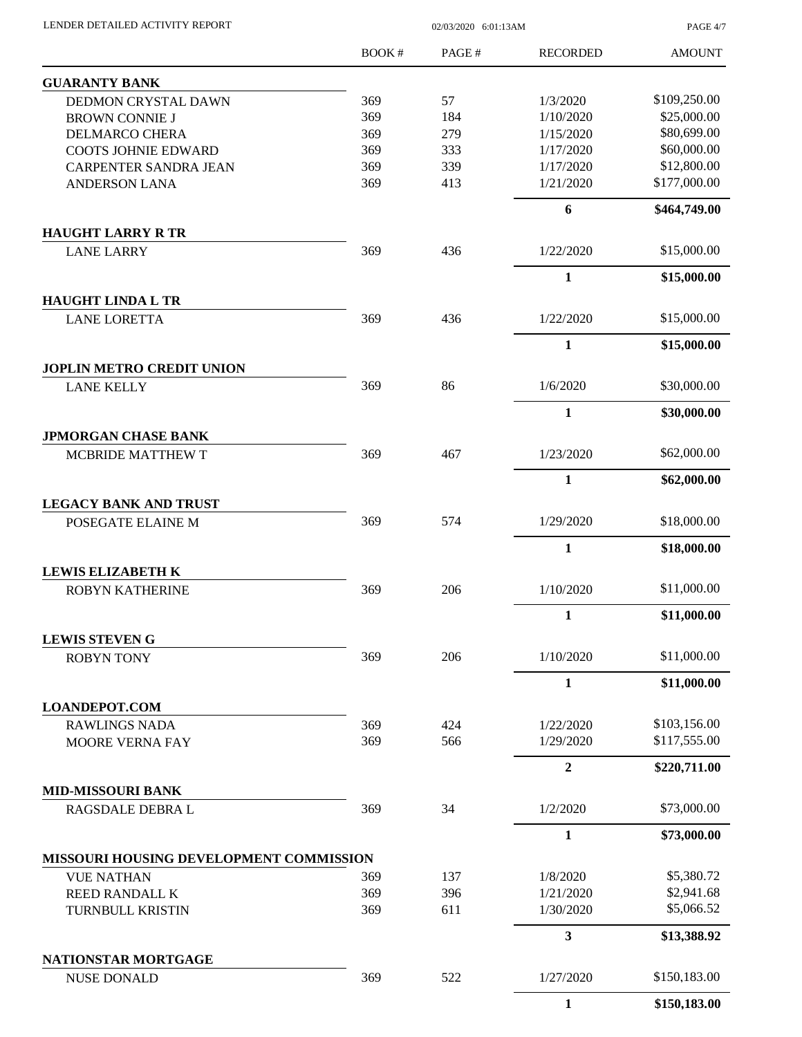| | BOOK # | PAGE # | RECORDED | AMOUNT |
|---|---|---|---|---|
| **GUARANTY BANK** | | | | |
| DEDMON CRYSTAL DAWN | 369 | 57 | 1/3/2020 | \$109,250.00 |
| BROWN CONNIE J | 369 | 184 | 1/10/2020 | \$25,000.00 |
| DELMARCO CHERA | 369 | 279 | 1/15/2020 | \$80,699.00 |
| COOTS JOHNIE EDWARD | 369 | 333 | 1/17/2020 | \$60,000.00 |
| CARPENTER SANDRA JEAN | 369 | 339 | 1/17/2020 | \$12,800.00 |
| ANDERSON LANA | 369 | 413 | 1/21/2020 | \$177,000.00 |
| | | | **6** | **\$464,749.00** |
| **HAUGHT LARRY R TR** | | | | |
| LANE LARRY | 369 | 436 | 1/22/2020 | \$15,000.00 |
| | | | **1** | **\$15,000.00** |
| **HAUGHT LINDA L TR** | | | | |
| LANE LORETTA | 369 | 436 | 1/22/2020 | \$15,000.00 |
| | | | **1** | **\$15,000.00** |
| **JOPLIN METRO CREDIT UNION** | | | | |
| LANE KELLY | 369 | 86 | 1/6/2020 | \$30,000.00 |
| | | | **1** | **\$30,000.00** |
| **JPMORGAN CHASE BANK** | | | | |
| MCBRIDE MATTHEW T | 369 | 467 | 1/23/2020 | \$62,000.00 |
| | | | **1** | **\$62,000.00** |
| **LEGACY BANK AND TRUST** | | | | |
| POSEGATE ELAINE M | 369 | 574 | 1/29/2020 | \$18,000.00 |
| | | | **1** | **\$18,000.00** |
| **LEWIS ELIZABETH K** | | | | |
| ROBYN KATHERINE | 369 | 206 | 1/10/2020 | \$11,000.00 |
| | | | **1** | **\$11,000.00** |
| **LEWIS STEVEN G** | | | | |
| ROBYN TONY | 369 | 206 | 1/10/2020 | \$11,000.00 |
| | | | **1** | **\$11,000.00** |
| **LOANDEPOT.COM** | | | | |
| RAWLINGS NADA | 369 | 424 | 1/22/2020 | \$103,156.00 |
| MOORE VERNA FAY | 369 | 566 | 1/29/2020 | \$117,555.00 |
| | | | **2** | **\$220,711.00** |
| **MID-MISSOURI BANK** | | | | |
| RAGSDALE DEBRA L | 369 | 34 | 1/2/2020 | \$73,000.00 |
| | | | **1** | **\$73,000.00** |
| **MISSOURI HOUSING DEVELOPMENT COMMISSION** | | | | |
| VUE NATHAN | 369 | 137 | 1/8/2020 | \$5,380.72 |
| REED RANDALL K | 369 | 396 | 1/21/2020 | \$2,941.68 |
| TURNBULL KRISTIN | 369 | 611 | 1/30/2020 | \$5,066.52 |
| | | | **3** | **\$13,388.92** |
| **NATIONSTAR MORTGAGE** | | | | |
| NUSE DONALD | 369 | 522 | 1/27/2020 | \$150,183.00 |
| | | | **1** | **\$150,183.00** |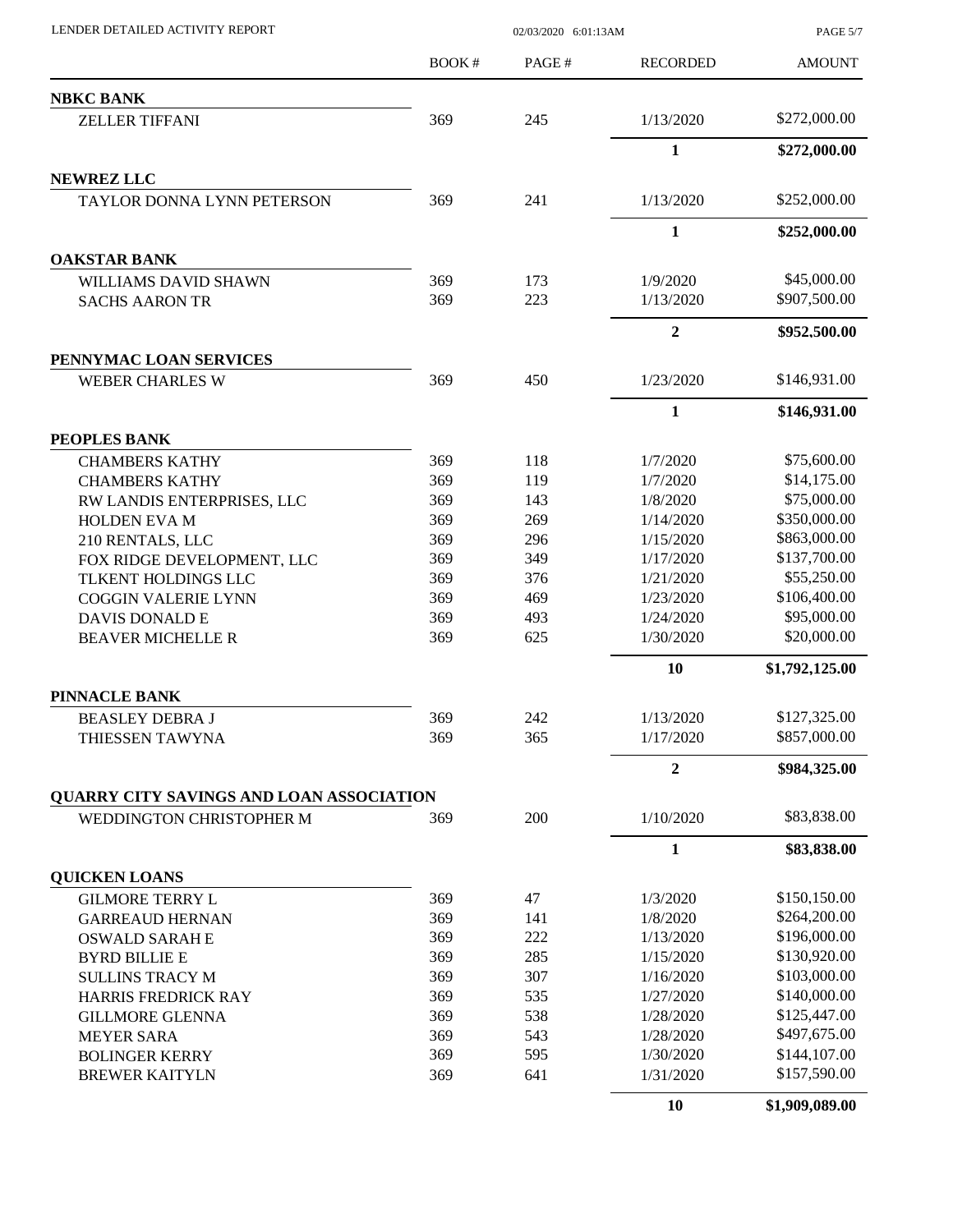LENDER DETAILED ACTIVITY REPORT 02/03/2020 6:01:13AM

| | BOOK # | PAGE # | RECORDED | AMOUNT |
|---|---|---|---|---|
| **NBKC BANK** | | | | |
| ZELLER TIFFANI | 369 | 245 | 1/13/2020 | $272,000.00 |
| | | | **1** | **$272,000.00** |
| **NEWREZ LLC** | | | | |
| TAYLOR DONNA LYNN PETERSON | 369 | 241 | 1/13/2020 | $252,000.00 |
| | | | **1** | **$252,000.00** |
| **OAKSTAR BANK** | | | | |
| WILLIAMS DAVID SHAWN | 369 | 173 | 1/9/2020 | $45,000.00 |
| SACHS AARON TR | 369 | 223 | 1/13/2020 | $907,500.00 |
| | | | **2** | **$952,500.00** |
| **PENNYMAC LOAN SERVICES** | | | | |
| WEBER CHARLES W | 369 | 450 | 1/23/2020 | $146,931.00 |
| | | | **1** | **$146,931.00** |
| **PEOPLES BANK** | | | | |
| CHAMBERS KATHY | 369 | 118 | 1/7/2020 | $75,600.00 |
| CHAMBERS KATHY | 369 | 119 | 1/7/2020 | $14,175.00 |
| RW LANDIS ENTERPRISES, LLC | 369 | 143 | 1/8/2020 | $75,000.00 |
| HOLDEN EVA M | 369 | 269 | 1/14/2020 | $350,000.00 |
| 210 RENTALS, LLC | 369 | 296 | 1/15/2020 | $863,000.00 |
| FOX RIDGE DEVELOPMENT, LLC | 369 | 349 | 1/17/2020 | $137,700.00 |
| TLKENT HOLDINGS LLC | 369 | 376 | 1/21/2020 | $55,250.00 |
| COGGIN VALERIE LYNN | 369 | 469 | 1/23/2020 | $106,400.00 |
| DAVIS DONALD E | 369 | 493 | 1/24/2020 | $95,000.00 |
| BEAVER MICHELLE R | 369 | 625 | 1/30/2020 | $20,000.00 |
| | | | **10** | **$1,792,125.00** |
| **PINNACLE BANK** | | | | |
| BEASLEY DEBRA J | 369 | 242 | 1/13/2020 | $127,325.00 |
| THIESSEN TAWYNA | 369 | 365 | 1/17/2020 | $857,000.00 |
| | | | **2** | **$984,325.00** |
| **QUARRY CITY SAVINGS AND LOAN ASSOCIATION** | | | | |
| WEDDINGTON CHRISTOPHER M | 369 | 200 | 1/10/2020 | $83,838.00 |
| | | | **1** | **$83,838.00** |
| **QUICKEN LOANS** | | | | |
| GILMORE TERRY L | 369 | 47 | 1/3/2020 | $150,150.00 |
| GARREAUD HERNAN | 369 | 141 | 1/8/2020 | $264,200.00 |
| OSWALD SARAH E | 369 | 222 | 1/13/2020 | $196,000.00 |
| BYRD BILLIE E | 369 | 285 | 1/15/2020 | $130,920.00 |
| SULLINS TRACY M | 369 | 307 | 1/16/2020 | $103,000.00 |
| HARRIS FREDRICK RAY | 369 | 535 | 1/27/2020 | $140,000.00 |
| GILLMORE GLENNA | 369 | 538 | 1/28/2020 | $125,447.00 |
| MEYER SARA | 369 | 543 | 1/28/2020 | $497,675.00 |
| BOLINGER KERRY | 369 | 595 | 1/30/2020 | $144,107.00 |
| BREWER KAITYLN | 369 | 641 | 1/31/2020 | $157,590.00 |
| | | | **10** | **$1,909,089.00** |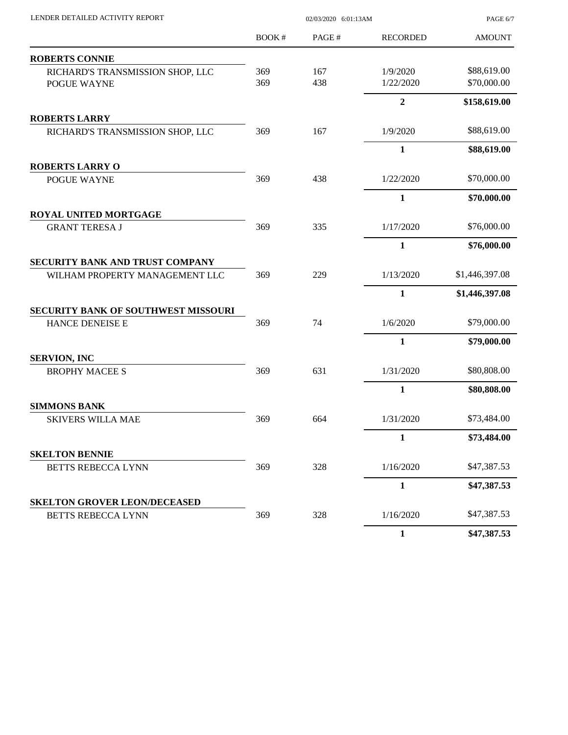LENDER DETAILED ACTIVITY REPORT

| | BOOK # | PAGE # | RECORDED | AMOUNT |
|---|---|---|---|---|
| **ROBERTS CONNIE** | | | | |
| RICHARD'S TRANSMISSION SHOP, LLC | 369 | 167 | 1/9/2020 | $88,619.00 |
| POGUE WAYNE | 369 | 438 | 1/22/2020 | $70,000.00 |
| | | | **2** | **$158,619.00** |
| **ROBERTS LARRY** | | | | |
| RICHARD'S TRANSMISSION SHOP, LLC | 369 | 167 | 1/9/2020 | $88,619.00 |
| | | | **1** | **$88,619.00** |
| **ROBERTS LARRY O** | | | | |
| POGUE WAYNE | 369 | 438 | 1/22/2020 | $70,000.00 |
| | | | **1** | **$70,000.00** |
| **ROYAL UNITED MORTGAGE** | | | | |
| GRANT TERESA J | 369 | 335 | 1/17/2020 | $76,000.00 |
| | | | **1** | **$76,000.00** |
| **SECURITY BANK AND TRUST COMPANY** | | | | |
| WILHAM PROPERTY MANAGEMENT LLC | 369 | 229 | 1/13/2020 | $1,446,397.08 |
| | | | **1** | **$1,446,397.08** |
| **SECURITY BANK OF SOUTHWEST MISSOURI** | | | | |
| HANCE DENEISE E | 369 | 74 | 1/6/2020 | $79,000.00 |
| | | | **1** | **$79,000.00** |
| **SERVION, INC** | | | | |
| BROPHY MACEE S | 369 | 631 | 1/31/2020 | $80,808.00 |
| | | | **1** | **$80,808.00** |
| **SIMMONS BANK** | | | | |
| SKIVERS WILLA MAE | 369 | 664 | 1/31/2020 | $73,484.00 |
| | | | **1** | **$73,484.00** |
| **SKELTON BENNIE** | | | | |
| BETTS REBECCA LYNN | 369 | 328 | 1/16/2020 | $47,387.53 |
| | | | **1** | **$47,387.53** |
| **SKELTON GROVER LEON/DECEASED** | | | | |
| BETTS REBECCA LYNN | 369 | 328 | 1/16/2020 | $47,387.53 |
| | | | **1** | **$47,387.53** |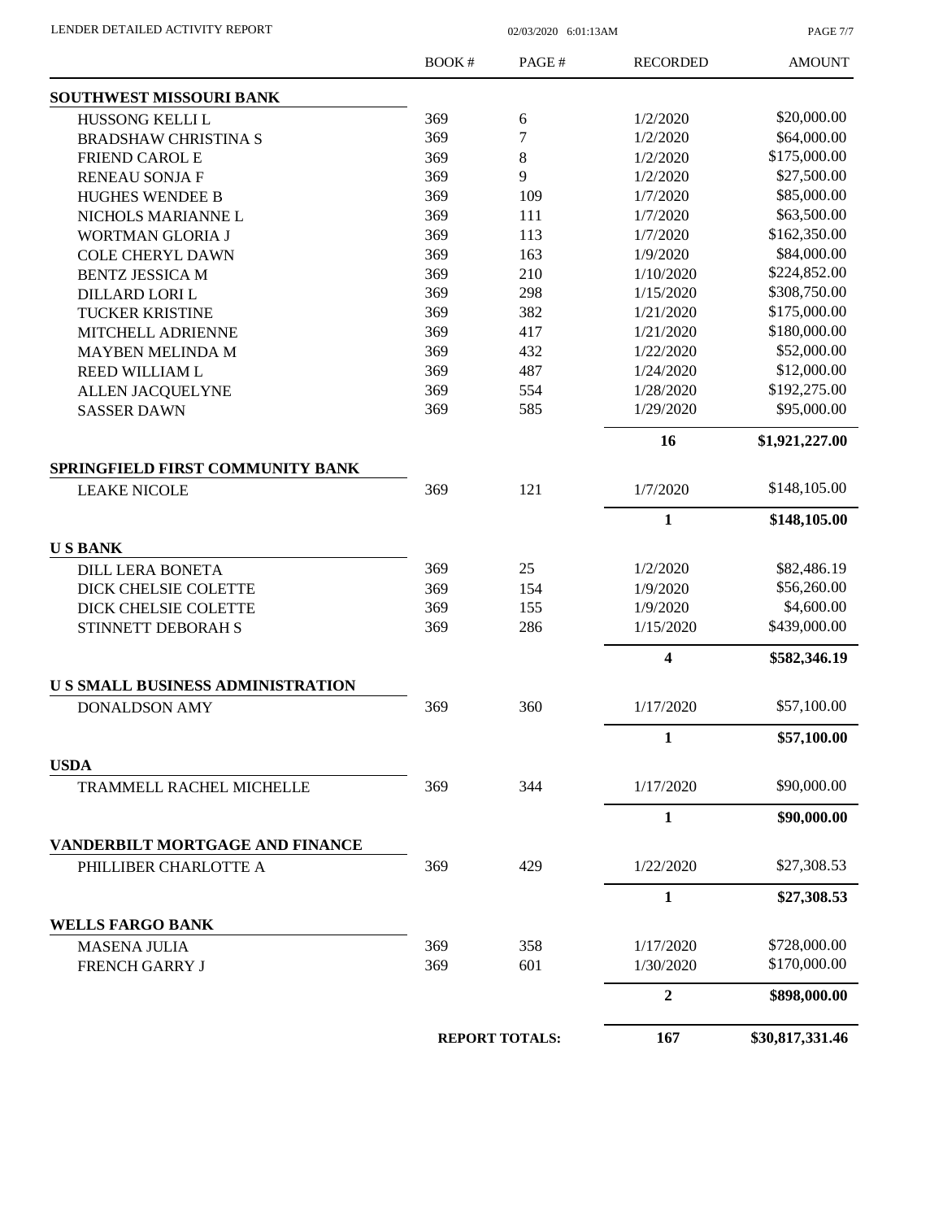| | BOOK # | PAGE # | RECORDED | AMOUNT |
|---|---|---|---|---|
| **SOUTHWEST MISSOURI BANK** | | | | |
| HUSSONG KELLI L | 369 | 6 | 1/2/2020 | $20,000.00 |
| BRADSHAW CHRISTINA S | 369 | 7 | 1/2/2020 | $64,000.00 |
| FRIEND CAROL E | 369 | 8 | 1/2/2020 | $175,000.00 |
| RENEAU SONJA F | 369 | 9 | 1/2/2020 | $27,500.00 |
| HUGHES WENDEE B | 369 | 109 | 1/7/2020 | $85,000.00 |
| NICHOLS MARIANNE L | 369 | 111 | 1/7/2020 | $63,500.00 |
| WORTMAN GLORIA J | 369 | 113 | 1/7/2020 | $162,350.00 |
| COLE CHERYL DAWN | 369 | 163 | 1/9/2020 | $84,000.00 |
| BENTZ JESSICA M | 369 | 210 | 1/10/2020 | $224,852.00 |
| DILLARD LORI L | 369 | 298 | 1/15/2020 | $308,750.00 |
| TUCKER KRISTINE | 369 | 382 | 1/21/2020 | $175,000.00 |
| MITCHELL ADRIENNE | 369 | 417 | 1/21/2020 | $180,000.00 |
| MAYBEN MELINDA M | 369 | 432 | 1/22/2020 | $52,000.00 |
| REED WILLIAM L | 369 | 487 | 1/24/2020 | $12,000.00 |
| ALLEN JACQUELYNE | 369 | 554 | 1/28/2020 | $192,275.00 |
| SASSER DAWN | 369 | 585 | 1/29/2020 | $95,000.00 |
| | | | **16** | **$1,921,227.00** |
| **SPRINGFIELD FIRST COMMUNITY BANK** | | | | |
| LEAKE NICOLE | 369 | 121 | 1/7/2020 | $148,105.00 |
| | | | **1** | **$148,105.00** |
| **U S BANK** | | | | |
| DILL LERA BONETA | 369 | 25 | 1/2/2020 | $82,486.19 |
| DICK CHELSIE COLETTE | 369 | 154 | 1/9/2020 | $56,260.00 |
| DICK CHELSIE COLETTE | 369 | 155 | 1/9/2020 | $4,600.00 |
| STINNETT DEBORAH S | 369 | 286 | 1/15/2020 | $439,000.00 |
| | | | **4** | **$582,346.19** |
| **U S SMALL BUSINESS ADMINISTRATION** | | | | |
| DONALDSON AMY | 369 | 360 | 1/17/2020 | $57,100.00 |
| | | | **1** | **$57,100.00** |
| **USDA** | | | | |
| TRAMMELL RACHEL MICHELLE | 369 | 344 | 1/17/2020 | $90,000.00 |
| | | | **1** | **$90,000.00** |
| **VANDERBILT MORTGAGE AND FINANCE** | | | | |
| PHILLIBER CHARLOTTE A | 369 | 429 | 1/22/2020 | $27,308.53 |
| | | | **1** | **$27,308.53** |
| **WELLS FARGO BANK** | | | | |
| MASENA JULIA | 369 | 358 | 1/17/2020 | $728,000.00 |
| FRENCH GARRY J | 369 | 601 | 1/30/2020 | $170,000.00 |
| | | | **2** | **$898,000.00** |
| | **REPORT TOTALS:** | | **167** | **$30,817,331.46** |